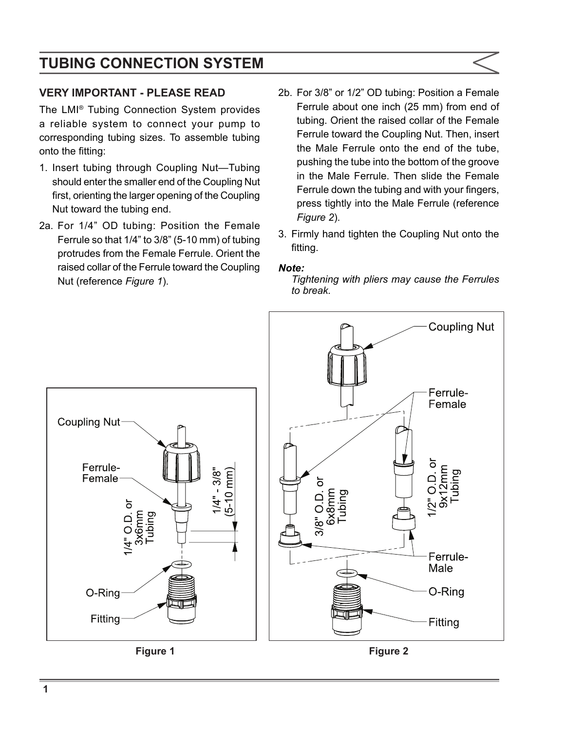# TUBING CONNECTION SYSTEM

### VERY IMPORTANT - PLEASE READ

The LMI® Tubing Connection System provides a reliable system to connect your pump to corresponding tubing sizes. To assemble tubing onto the fitting:

1. Insert tubing through Coupling Nut—Tubing should enter the smaller end of the Coupling Nut first, orienting the larger opening of the Coupling Nut toward the tubing end.

2a. For 1/4" OD tubing: Position the Female Ferrule so that 1/4" to 3/8" (5-10 mm) of tubing protrudes from the Female Ferrule. Orient the raised collar of the Ferrule toward the Coupling Nut (reference *Figure 1*).

2b. For 3/8" or 1/2" OD tubing: Position a Female Ferrule about one inch (25 mm) from end of tubing. Orient the raised collar of the Female Ferrule toward the Coupling Nut. Then, insert the Male Ferrule onto the end of the tube, pushing the tube into the bottom of the groove in the Male Ferrule. Then slide the Female Ferrule down the tubing and with your fingers, press tightly into the Male Ferrule (reference *Figure 2*).

3. Firmly hand tighten the Coupling Nut onto the fitting.

***Note:***
*Tightening with pliers may cause the Ferrules to break.*

Coupling Nut
Ferrule-Female
1/4" O.D. or 3x6mm Tubing
1/4" - 3/8" (5-10 mm)
O-Ring
Fitting

**Figure 1**

Coupling Nut
Ferrule-Female
3/8" O.D. or 6x8mm Tubing
1/2" O.D. or 9x12mm Tubing
Ferrule-Male
O-Ring
Fitting

**Figure 2**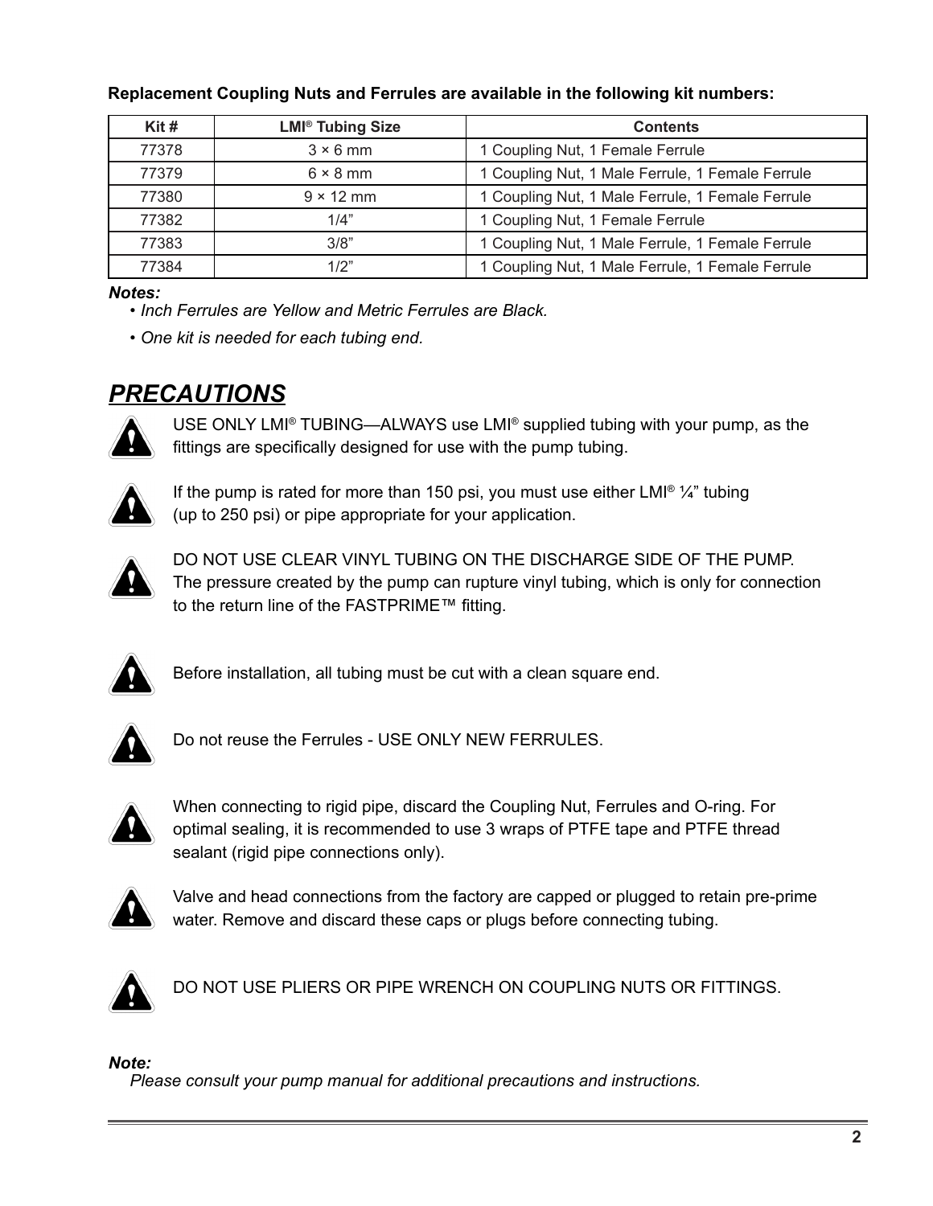**Replacement Coupling Nuts and Ferrules are available in the following kit numbers:**

| Kit # | LMI® Tubing Size | Contents |
|---|---|---|
| 77378 | 3 × 6 mm | 1 Coupling Nut, 1 Female Ferrule |
| 77379 | 6 × 8 mm | 1 Coupling Nut, 1 Male Ferrule, 1 Female Ferrule |
| 77380 | 9 × 12 mm | 1 Coupling Nut, 1 Male Ferrule, 1 Female Ferrule |
| 77382 | 1/4” | 1 Coupling Nut, 1 Female Ferrule |
| 77383 | 3/8” | 1 Coupling Nut, 1 Male Ferrule, 1 Female Ferrule |
| 77384 | 1/2” | 1 Coupling Nut, 1 Male Ferrule, 1 Female Ferrule |

***Notes:***

- *Inch Ferrules are Yellow and Metric Ferrules are Black.*
- *One kit is needed for each tubing end.*

# *PRECAUTIONS*

USE ONLY LMI® TUBING—ALWAYS use LMI® supplied tubing with your pump, as the fittings are specifically designed for use with the pump tubing.

If the pump is rated for more than 150 psi, you must use either LMI® ¼” tubing (up to 250 psi) or pipe appropriate for your application.

DO NOT USE CLEAR VINYL TUBING ON THE DISCHARGE SIDE OF THE PUMP. The pressure created by the pump can rupture vinyl tubing, which is only for connection to the return line of the FASTPRIME™ fitting.

Before installation, all tubing must be cut with a clean square end.

Do not reuse the Ferrules - USE ONLY NEW FERRULES.

When connecting to rigid pipe, discard the Coupling Nut, Ferrules and O-ring. For optimal sealing, it is recommended to use 3 wraps of PTFE tape and PTFE thread sealant (rigid pipe connections only).

Valve and head connections from the factory are capped or plugged to retain pre-prime water. Remove and discard these caps or plugs before connecting tubing.

DO NOT USE PLIERS OR PIPE WRENCH ON COUPLING NUTS OR FITTINGS.

***Note:***

*Please consult your pump manual for additional precautions and instructions.*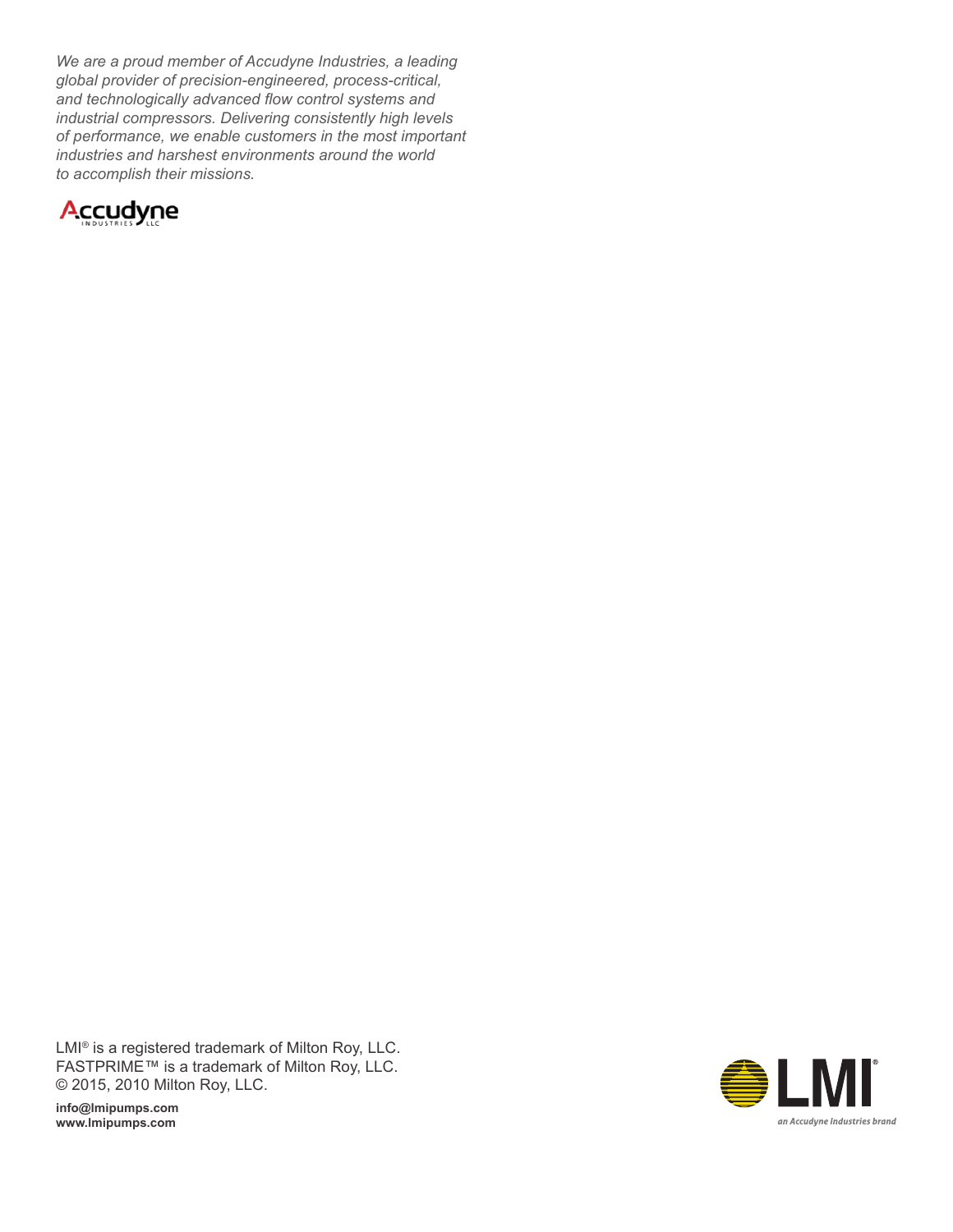*We are a proud member of Accudyne Industries, a leading global provider of precision-engineered, process-critical, and technologically advanced flow control systems and industrial compressors. Delivering consistently high levels of performance, we enable customers in the most important industries and harshest environments around the world to accomplish their missions.*

Accudyne INDUSTRIES LLC

LMI® is a registered trademark of Milton Roy, LLC.
FASTPRIME™ is a trademark of Milton Roy, LLC.
© 2015, 2010 Milton Roy, LLC.

**info@lmipumps.com**
**www.lmipumps.com**

LMI®
*an Accudyne Industries brand*